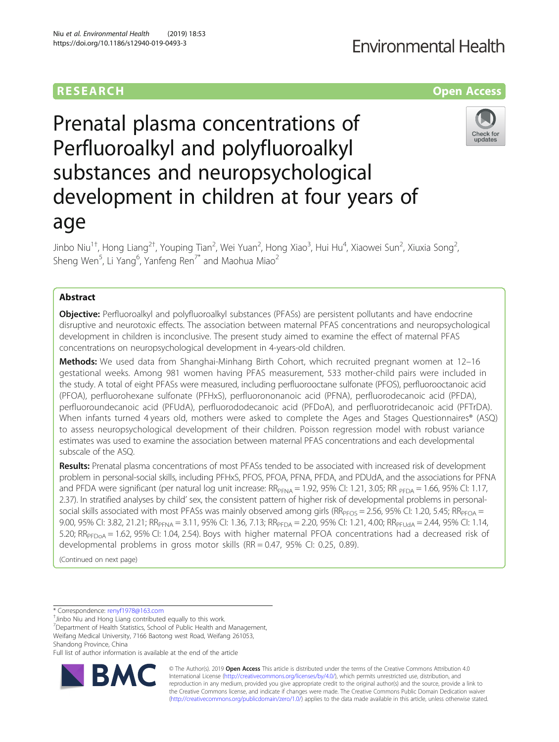# RESEARCH

**Open Access**

# Prenatal plasma concentrations of Perfluoroalkyl and polyfluoroalkyl substances and neuropsychological development in children at four years of age

Jinbo Niu[1†], Hong Liang[2†], Youping Tian[2], Wei Yuan[2], Hong Xiao[3], Hui Hu[4], Xiaowei Sun[2], Xiuxia Song[2], Sheng Wen[5], Li Yang[6], Yanfeng Ren[7*] and Maohua Miao[2]

## Abstract

**Objective:** Perfluoroalkyl and polyfluoroalkyl substances (PFASs) are persistent pollutants and have endocrine disruptive and neurotoxic effects. The association between maternal PFAS concentrations and neuropsychological development in children is inconclusive. The present study aimed to examine the effect of maternal PFAS concentrations on neuropsychological development in 4-years-old children.

**Methods:** We used data from Shanghai-Minhang Birth Cohort, which recruited pregnant women at 12–16 gestational weeks. Among 981 women having PFAS measurement, 533 mother-child pairs were included in the study. A total of eight PFASs were measured, including perfluorooctane sulfonate (PFOS), perfluorooctanoic acid (PFOA), perfluorohexane sulfonate (PFHxS), perfluorononanoic acid (PFNA), perfluorodecanoic acid (PFDA), perfluoroundecanoic acid (PFUdA), perfluorododecanoic acid (PFDoA), and perfluorotridecanoic acid (PFTrDA). When infants turned 4 years old, mothers were asked to complete the Ages and Stages Questionnaires® (ASQ) to assess neuropsychological development of their children. Poisson regression model with robust variance estimates was used to examine the association between maternal PFAS concentrations and each developmental subscale of the ASQ.

**Results:** Prenatal plasma concentrations of most PFASs tended to be associated with increased risk of development problem in personal-social skills, including PFHxS, PFOS, PFOA, PFNA, PFDA, and PDUdA, and the associations for PFNA and PFDA were significant (per natural log unit increase: $RR_{PFNA}$ = 1.92, 95% CI: 1.21, 3.05; RR $_{PFDA}$ = 1.66, 95% CI: 1.17, 2.37). In stratified analyses (by child' sex, the consistent pattern of higher risk of developmental problems in personal-social skills associated with most PFASs was mainly observed among girls ($RR_{PFOS}$ = 2.56, 95% CI: 1.20, 5.45; $RR_{PFOA}$ = 9.00, 95% CI: 3.82, 21.21; $RR_{PFNA}$ = 3.11, 95% CI: 1.36, 7.13; $RR_{PFDA}$ = 2.20, 95% CI: 1.21, 4.00; $RR_{PFUdA}$ = 2.44, 95% CI: 1.14, 5.20; $RR_{PFDoA}$ = 1.62, 95% CI: 1.04, 2.54). Boys with higher maternal PFOA concentrations had a decreased risk of developmental problems in gross motor skills (RR = 0.47, 95% CI: 0.25, 0.89).

(Continued on next page)

---

* Correspondence: renyf1978@163.com

†Jinbo Niu and Hong Liang contributed equally to this work.

[7]Department of Health Statistics, School of Public Health and Management, Weifang Medical University, 7166 Baotong west Road, Weifang 261053, Shandong Province, China

Full list of author information is available at the end of the article

© The Author(s). 2019 **Open Access** This article is distributed under the terms of the Creative Commons Attribution 4.0 International License (http://creativecommons.org/licenses/by/4.0/), which permits unrestricted use, distribution, and reproduction in any medium, provided you give appropriate credit to the original author(s) and the source, provide a link to the Creative Commons license, and indicate if changes were made. The Creative Commons Public Domain Dedication waiver (http://creativecommons.org/publicdomain/zero/1.0/) applies to the data made available in this article, unless otherwise stated.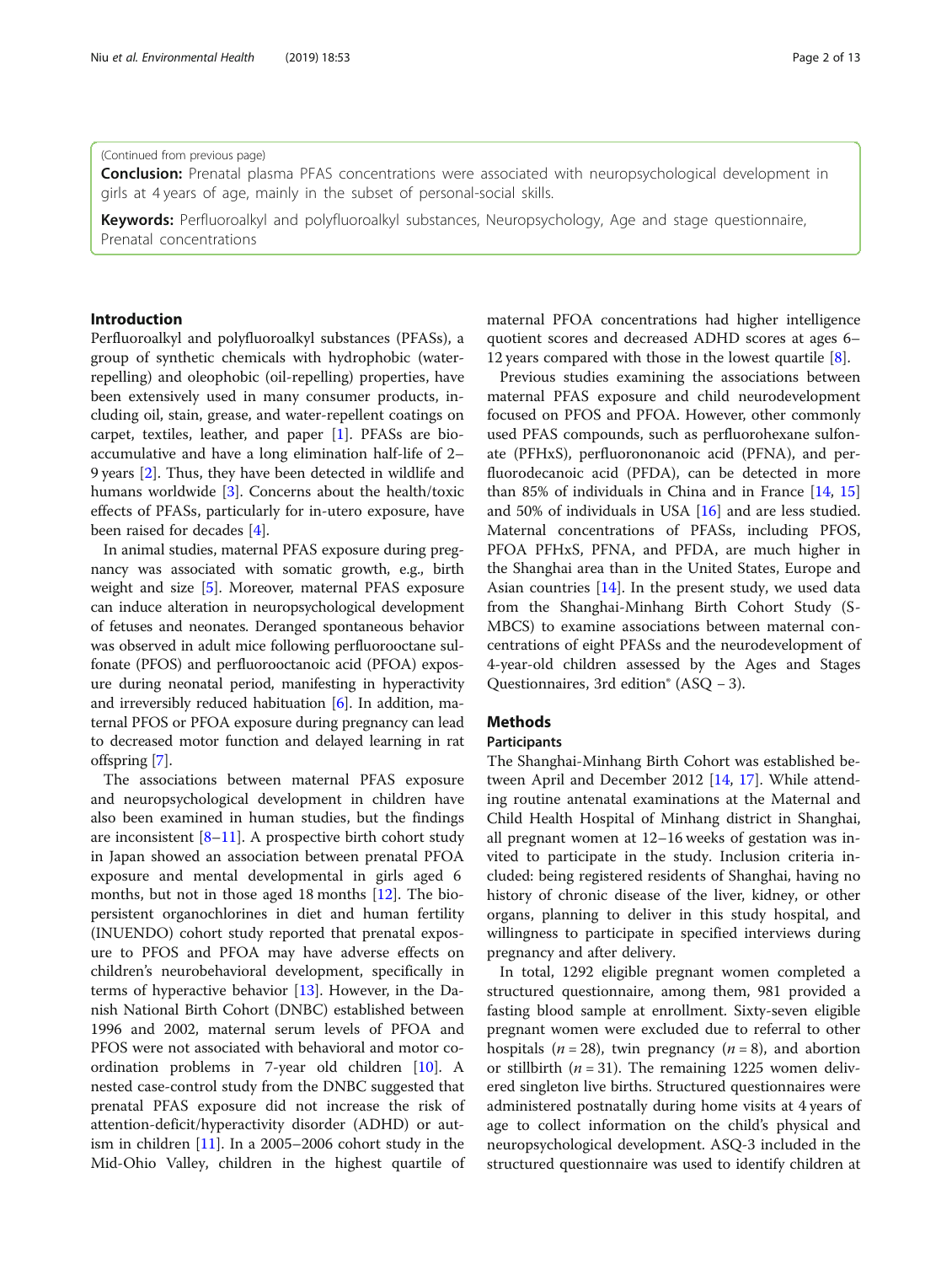(Continued from previous page)

**Conclusion:** Prenatal plasma PFAS concentrations were associated with neuropsychological development in girls at 4 years of age, mainly in the subset of personal-social skills.

**Keywords:** Perfluoroalkyl and polyfluoroalkyl substances, Neuropsychology, Age and stage questionnaire, Prenatal concentrations

## Introduction

Perfluoroalkyl and polyfluoroalkyl substances (PFASs), a group of synthetic chemicals with hydrophobic (water-repelling) and oleophobic (oil-repelling) properties, have been extensively used in many consumer products, including oil, stain, grease, and water-repellent coatings on carpet, textiles, leather, and paper [1]. PFASs are bioaccumulative and have a long elimination half-life of 2–9 years [2]. Thus, they have been detected in wildlife and humans worldwide [3]. Concerns about the health/toxic effects of PFASs, particularly for in-utero exposure, have been raised for decades [4].

In animal studies, maternal PFAS exposure during pregnancy was associated with somatic growth, e.g., birth weight and size [5]. Moreover, maternal PFAS exposure can induce alteration in neuropsychological development of fetuses and neonates. Deranged spontaneous behavior was observed in adult mice following perfluorooctane sulfonate (PFOS) and perfluorooctanoic acid (PFOA) exposure during neonatal period, manifesting in hyperactivity and irreversibly reduced habituation [6]. In addition, maternal PFOS or PFOA exposure during pregnancy can lead to decreased motor function and delayed learning in rat offspring [7].

The associations between maternal PFAS exposure and neuropsychological development in children have also been examined in human studies, but the findings are inconsistent [8–11]. A prospective birth cohort study in Japan showed an association between prenatal PFOA exposure and mental developmental in girls aged 6 months, but not in those aged 18 months [12]. The biopersistent organochlorines in diet and human fertility (INUENDO) cohort study reported that prenatal exposure to PFOS and PFOA may have adverse effects on children's neurobehavioral development, specifically in terms of hyperactive behavior [13]. However, in the Danish National Birth Cohort (DNBC) established between 1996 and 2002, maternal serum levels of PFOA and PFOS were not associated with behavioral and motor coordination problems in 7-year old children [10]. A nested case-control study from the DNBC suggested that prenatal PFAS exposure did not increase the risk of attention-deficit/hyperactivity disorder (ADHD) or autism in children [11]. In a 2005–2006 cohort study in the Mid-Ohio Valley, children in the highest quartile of maternal PFOA concentrations had higher intelligence quotient scores and decreased ADHD scores at ages 6–12 years compared with those in the lowest quartile [8].

Previous studies examining the associations between maternal PFAS exposure and child neurodevelopment focused on PFOS and PFOA. However, other commonly used PFAS compounds, such as perfluorohexane sulfonate (PFHxS), perfluorononanoic acid (PFNA), and perfluorodecanoic acid (PFDA), can be detected in more than 85% of individuals in China and in France [14, 15] and 50% of individuals in USA [16] and are less studied. Maternal concentrations of PFASs, including PFOS, PFOA PFHxS, PFNA, and PFDA, are much higher in the Shanghai area than in the United States, Europe and Asian countries [14]. In the present study, we used data from the Shanghai-Minhang Birth Cohort Study (S-MBCS) to examine associations between maternal concentrations of eight PFASs and the neurodevelopment of 4-year-old children assessed by the Ages and Stages Questionnaires, 3rd edition® (ASQ – 3).

## Methods

### Participants

The Shanghai-Minhang Birth Cohort was established between April and December 2012 [14, 17]. While attending routine antenatal examinations at the Maternal and Child Health Hospital of Minhang district in Shanghai, all pregnant women at 12–16 weeks of gestation was invited to participate in the study. Inclusion criteria included: being registered residents of Shanghai, having no history of chronic disease of the liver, kidney, or other organs, planning to deliver in this study hospital, and willingness to participate in specified interviews during pregnancy and after delivery.

In total, 1292 eligible pregnant women completed a structured questionnaire, among them, 981 provided a fasting blood sample at enrollment. Sixty-seven eligible pregnant women were excluded due to referral to other hospitals ($n = 28$), twin pregnancy ($n = 8$), and abortion or stillbirth ($n = 31$). The remaining 1225 women delivered singleton live births. Structured questionnaires were administered postnatally during home visits at 4 years of age to collect information on the child's physical and neuropsychological development. ASQ-3 included in the structured questionnaire was used to identify children at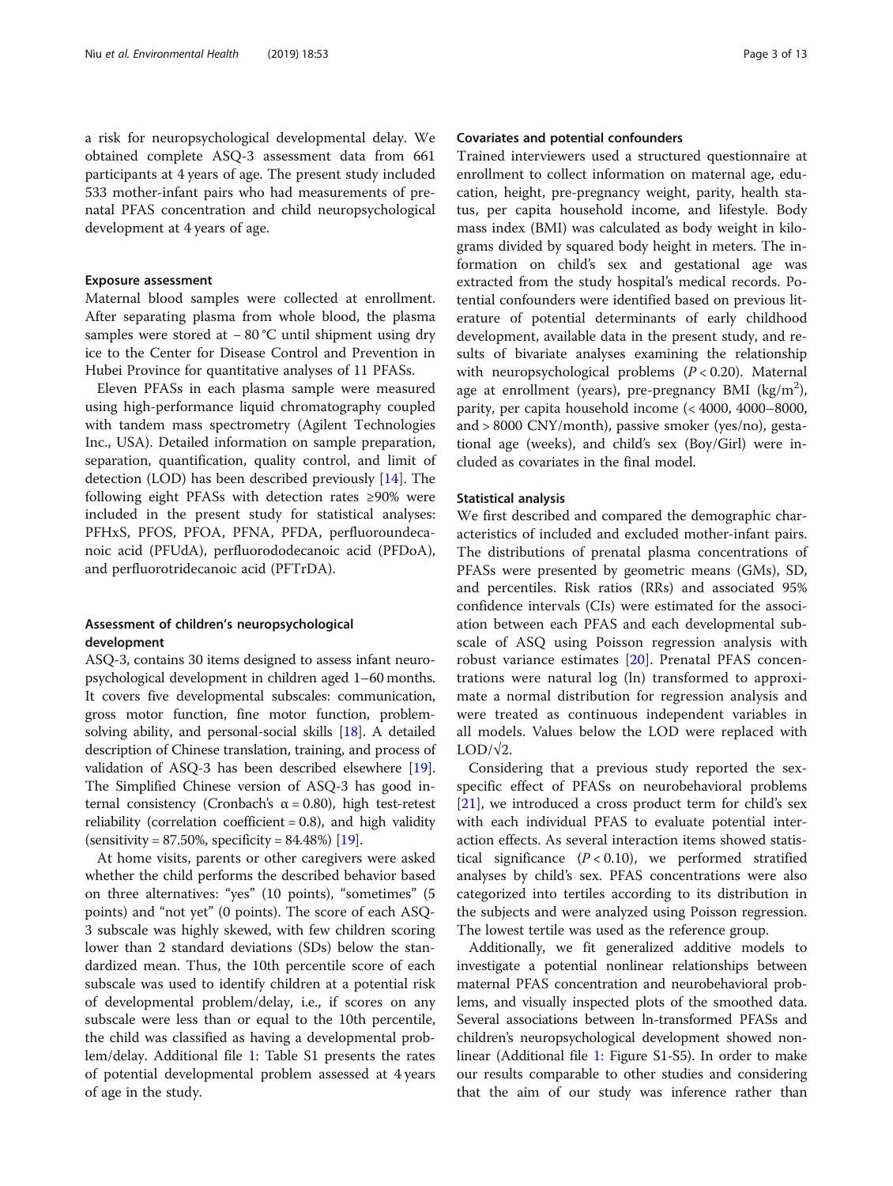a risk for neuropsychological developmental delay. We obtained complete ASQ-3 assessment data from 661 participants at 4 years of age. The present study included 533 mother-infant pairs who had measurements of prenatal PFAS concentration and child neuropsychological development at 4 years of age.

### Exposure assessment

Maternal blood samples were collected at enrollment. After separating plasma from whole blood, the plasma samples were stored at − 80 °C until shipment using dry ice to the Center for Disease Control and Prevention in Hubei Province for quantitative analyses of 11 PFASs.

Eleven PFASs in each plasma sample were measured using high-performance liquid chromatography coupled with tandem mass spectrometry (Agilent Technologies Inc., USA). Detailed information on sample preparation, separation, quantification, quality control, and limit of detection (LOD) has been described previously [14]. The following eight PFASs with detection rates ≥90% were included in the present study for statistical analyses: PFHxS, PFOS, PFOA, PFNA, PFDA, perfluoroundecanoic acid (PFUdA), perfluorododecanoic acid (PFDoA), and perfluorotridecanoic acid (PFTrDA).

### Assessment of children's neuropsychological development

ASQ-3, contains 30 items designed to assess infant neuropsychological development in children aged 1–60 months. It covers five developmental subscales: communication, gross motor function, fine motor function, problem-solving ability, and personal-social skills [18]. A detailed description of Chinese translation, training, and process of validation of ASQ-3 has been described elsewhere [19]. The Simplified Chinese version of ASQ-3 has good internal consistency (Cronbach's α = 0.80), high test-retest reliability (correlation coefficient = 0.8), and high validity (sensitivity = 87.50%, specificity = 84.48%) [19].

At home visits, parents or other caregivers were asked whether the child performs the described behavior based on three alternatives: "yes" (10 points), "sometimes" (5 points) and "not yet" (0 points). The score of each ASQ-3 subscale was highly skewed, with few children scoring lower than 2 standard deviations (SDs) below the standardized mean. Thus, the 10th percentile score of each subscale was used to identify children at a potential risk of developmental problem/delay, i.e., if scores on any subscale were less than or equal to the 10th percentile, the child was classified as having a developmental problem/delay. Additional file 1: Table S1 presents the rates of potential developmental problem assessed at 4 years of age in the study.

### Covariates and potential confounders

Trained interviewers used a structured questionnaire at enrollment to collect information on maternal age, education, height, pre-pregnancy weight, parity, health status, per capita household income, and lifestyle. Body mass index (BMI) was calculated as body weight in kilograms divided by squared body height in meters. The information on child's sex and gestational age was extracted from the study hospital's medical records. Potential confounders were identified based on previous literature of potential determinants of early childhood development, available data in the present study, and results of bivariate analyses examining the relationship with neuropsychological problems ($P < 0.20$). Maternal age at enrollment (years), pre-pregnancy BMI (kg/m$^2$), parity, per capita household income (< 4000, 4000–8000, and > 8000 CNY/month), passive smoker (yes/no), gestational age (weeks), and child's sex (Boy/Girl) were included as covariates in the final model.

### Statistical analysis

We first described and compared the demographic characteristics of included and excluded mother-infant pairs. The distributions of prenatal plasma concentrations of PFASs were presented by geometric means (GMs), SD, and percentiles. Risk ratios (RRs) and associated 95% confidence intervals (CIs) were estimated for the association between each PFAS and each developmental subscale of ASQ using Poisson regression analysis with robust variance estimates [20]. Prenatal PFAS concentrations were natural log (ln) transformed to approximate a normal distribution for regression analysis and were treated as continuous independent variables in all models. Values below the LOD were replaced with LOD/$\sqrt{2}$.

Considering that a previous study reported the sex-specific effect of PFASs on neurobehavioral problems [21], we introduced a cross product term for child's sex with each individual PFAS to evaluate potential interaction effects. As several interaction items showed statistical significance ($P < 0.10$), we performed stratified analyses by child's sex. PFAS concentrations were also categorized into tertiles according to its distribution in the subjects and were analyzed using Poisson regression. The lowest tertile was used as the reference group.

Additionally, we fit generalized additive models to investigate a potential nonlinear relationships between maternal PFAS concentration and neurobehavioral problems, and visually inspected plots of the smoothed data. Several associations between ln-transformed PFASs and children's neuropsychological development showed nonlinear (Additional file 1: Figure S1-S5). In order to make our results comparable to other studies and considering that the aim of our study was inference rather than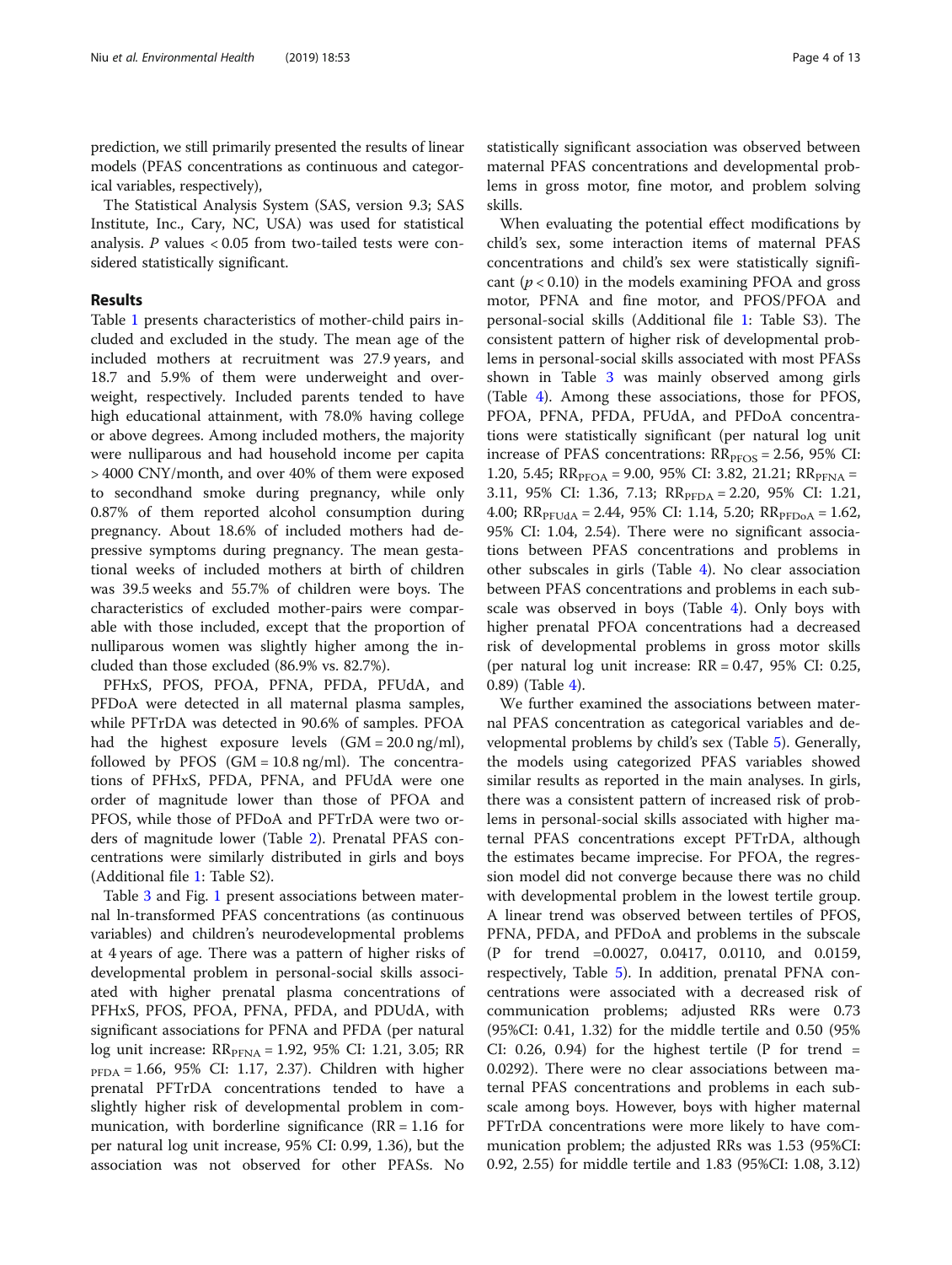prediction, we still primarily presented the results of linear models (PFAS concentrations as continuous and categorical variables, respectively),

The Statistical Analysis System (SAS, version 9.3; SAS Institute, Inc., Cary, NC, USA) was used for statistical analysis. *P* values < 0.05 from two-tailed tests were considered statistically significant.

## Results

Table 1 presents characteristics of mother-child pairs included and excluded in the study. The mean age of the included mothers at recruitment was 27.9 years, and 18.7 and 5.9% of them were underweight and overweight, respectively. Included parents tended to have high educational attainment, with 78.0% having college or above degrees. Among included mothers, the majority were nulliparous and had household income per capita > 4000 CNY/month, and over 40% of them were exposed to secondhand smoke during pregnancy, while only 0.87% of them reported alcohol consumption during pregnancy. About 18.6% of included mothers had depressive symptoms during pregnancy. The mean gestational weeks of included mothers at birth of children was 39.5 weeks and 55.7% of children were boys. The characteristics of excluded mother-pairs were comparable with those included, except that the proportion of nulliparous women was slightly higher among the included than those excluded (86.9% vs. 82.7%).

PFHxS, PFOS, PFOA, PFNA, PFDA, PFUdA, and PFDoA were detected in all maternal plasma samples, while PFTrDA was detected in 90.6% of samples. PFOA had the highest exposure levels (GM = 20.0 ng/ml), followed by PFOS (GM = 10.8 ng/ml). The concentrations of PFHxS, PFDA, PFNA, and PFUdA were one order of magnitude lower than those of PFOA and PFOS, while those of PFDoA and PFTrDA were two orders of magnitude lower (Table 2). Prenatal PFAS concentrations were similarly distributed in girls and boys (Additional file 1: Table S2).

Table 3 and Fig. 1 present associations between maternal ln-transformed PFAS concentrations (as continuous variables) and children's neurodevelopmental problems at 4 years of age. There was a pattern of higher risks of developmental problem in personal-social skills associated with higher prenatal plasma concentrations of PFHxS, PFOS, PFOA, PFNA, PFDA, and PDUdA, with significant associations for PFNA and PFDA (per natural log unit increase: $RR_{PFNA}$ = 1.92, 95% CI: 1.21, 3.05; $RR_{PFDA}$ = 1.66, 95% CI: 1.17, 2.37). Children with higher prenatal PFTrDA concentrations tended to have a slightly higher risk of developmental problem in communication, with borderline significance (RR = 1.16 for per natural log unit increase, 95% CI: 0.99, 1.36), but the association was not observed for other PFASs. No statistically significant association was observed between maternal PFAS concentrations and developmental problems in gross motor, fine motor, and problem solving skills.

When evaluating the potential effect modifications by child's sex, some interaction items of maternal PFAS concentrations and child's sex were statistically significant ($p < 0.10$) in the models examining PFOA and gross motor, PFNA and fine motor, and PFOS/PFOA and personal-social skills (Additional file 1: Table S3). The consistent pattern of higher risk of developmental problems in personal-social skills associated with most PFASs shown in Table 3 was mainly observed among girls (Table 4). Among these associations, those for PFOS, PFOA, PFNA, PFDA, PFUdA, and PFDoA concentrations were statistically significant (per natural log unit increase of PFAS concentrations: $RR_{PFOS}$ = 2.56, 95% CI: 1.20, 5.45; $RR_{PFOA}$ = 9.00, 95% CI: 3.82, 21.21; $RR_{PFNA}$ = 3.11, 95% CI: 1.36, 7.13; $RR_{PFDA}$ = 2.20, 95% CI: 1.21, 4.00; $RR_{PFUdA}$ = 2.44, 95% CI: 1.14, 5.20; $RR_{PFDoA}$ = 1.62, 95% CI: 1.04, 2.54). There were no significant associations between PFAS concentrations and problems in other subscales in girls (Table 4). No clear association between PFAS concentrations and problems in each subscale was observed in boys (Table 4). Only boys with higher prenatal PFOA concentrations had a decreased risk of developmental problems in gross motor skills (per natural log unit increase: RR = 0.47, 95% CI: 0.25, 0.89) (Table 4).

We further examined the associations between maternal PFAS concentration as categorical variables and developmental problems by child's sex (Table 5). Generally, the models using categorized PFAS variables showed similar results as reported in the main analyses. In girls, there was a consistent pattern of increased risk of problems in personal-social skills associated with higher maternal PFAS concentrations except PFTrDA, although the estimates became imprecise. For PFOA, the regression model did not converge because there was no child with developmental problem in the lowest tertile group. A linear trend was observed between tertiles of PFOS, PFNA, PFDA, and PFDoA and problems in the subscale (P for trend =0.0027, 0.0417, 0.0110, and 0.0159, respectively, Table 5). In addition, prenatal PFNA concentrations were associated with a decreased risk of communication problems; adjusted RRs were 0.73 (95%CI: 0.41, 1.32) for the middle tertile and 0.50 (95% CI: 0.26, 0.94) for the highest tertile (P for trend = 0.0292). There were no clear associations between maternal PFAS concentrations and problems in each subscale among boys. However, boys with higher maternal PFTrDA concentrations were more likely to have communication problem; the adjusted RRs was 1.53 (95%CI: 0.92, 2.55) for middle tertile and 1.83 (95%CI: 1.08, 3.12)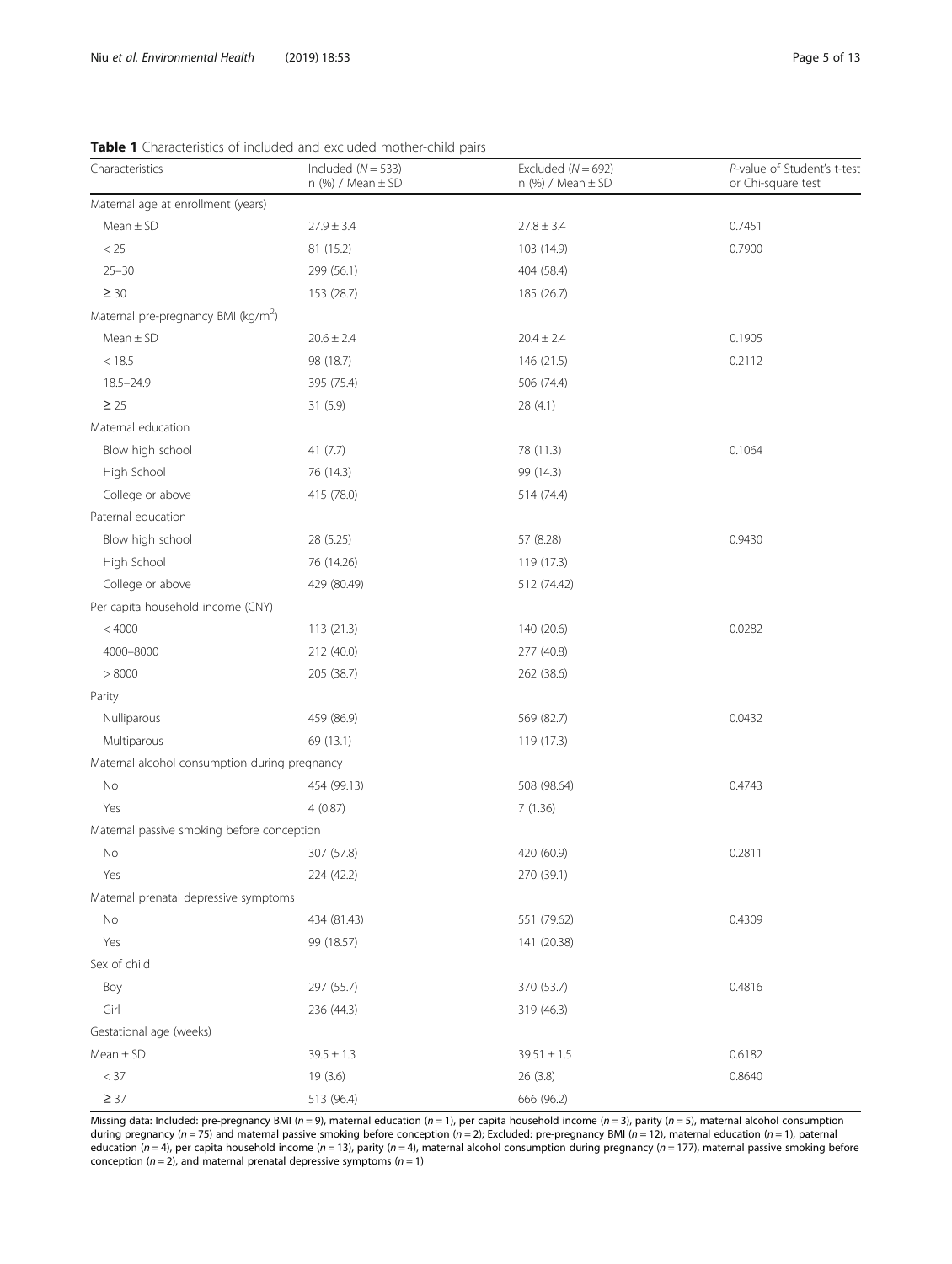**Table 1** Characteristics of included and excluded mother-child pairs

| Characteristics | Included ($N = 533$) n (%) / Mean ± SD | Excluded ($N = 692$) n (%) / Mean ± SD | *P*-value of Student's t-test or Chi-square test |
|---|---|---|---|
| Maternal age at enrollment (years) | | | |
| Mean ± SD | 27.9 ± 3.4 | 27.8 ± 3.4 | 0.7451 |
| < 25 | 81 (15.2) | 103 (14.9) | 0.7900 |
| 25–30 | 299 (56.1) | 404 (58.4) | |
| ≥ 30 | 153 (28.7) | 185 (26.7) | |
| Maternal pre-pregnancy BMI (kg/m$^2$) | | | |
| Mean ± SD | 20.6 ± 2.4 | 20.4 ± 2.4 | 0.1905 |
| < 18.5 | 98 (18.7) | 146 (21.5) | 0.2112 |
| 18.5–24.9 | 395 (75.4) | 506 (74.4) | |
| ≥ 25 | 31 (5.9) | 28 (4.1) | |
| Maternal education | | | |
| Blow high school | 41 (7.7) | 78 (11.3) | 0.1064 |
| High School | 76 (14.3) | 99 (14.3) | |
| College or above | 415 (78.0) | 514 (74.4) | |
| Paternal education | | | |
| Blow high school | 28 (5.25) | 57 (8.28) | 0.9430 |
| High School | 76 (14.26) | 119 (17.3) | |
| College or above | 429 (80.49) | 512 (74.42) | |
| Per capita household income (CNY) | | | |
| < 4000 | 113 (21.3) | 140 (20.6) | 0.0282 |
| 4000–8000 | 212 (40.0) | 277 (40.8) | |
| > 8000 | 205 (38.7) | 262 (38.6) | |
| Parity | | | |
| Nulliparous | 459 (86.9) | 569 (82.7) | 0.0432 |
| Multiparous | 69 (13.1) | 119 (17.3) | |
| Maternal alcohol consumption during pregnancy | | | |
| No | 454 (99.13) | 508 (98.64) | 0.4743 |
| Yes | 4 (0.87) | 7 (1.36) | |
| Maternal passive smoking before conception | | | |
| No | 307 (57.8) | 420 (60.9) | 0.2811 |
| Yes | 224 (42.2) | 270 (39.1) | |
| Maternal prenatal depressive symptoms | | | |
| No | 434 (81.43) | 551 (79.62) | 0.4309 |
| Yes | 99 (18.57) | 141 (20.38) | |
| Sex of child | | | |
| Boy | 297 (55.7) | 370 (53.7) | 0.4816 |
| Girl | 236 (44.3) | 319 (46.3) | |
| Gestational age (weeks) | | | |
| Mean ± SD | 39.5 ± 1.3 | 39.51 ± 1.5 | 0.6182 |
| < 37 | 19 (3.6) | 26 (3.8) | 0.8640 |
| ≥ 37 | 513 (96.4) | 666 (96.2) | |

Missing data: Included: pre-pregnancy BMI ($n = 9$), maternal education ($n = 1$), per capita household income ($n = 3$), parity ($n = 5$), maternal alcohol consumption during pregnancy ($n = 75$) and maternal passive smoking before conception ($n = 2$); Excluded: pre-pregnancy BMI ($n = 12$), maternal education ($n = 1$), paternal education ($n = 4$), per capita household income ($n = 13$), parity ($n = 4$), maternal alcohol consumption during pregnancy ($n = 177$), maternal passive smoking before conception ($n = 2$), and maternal prenatal depressive symptoms ($n = 1$)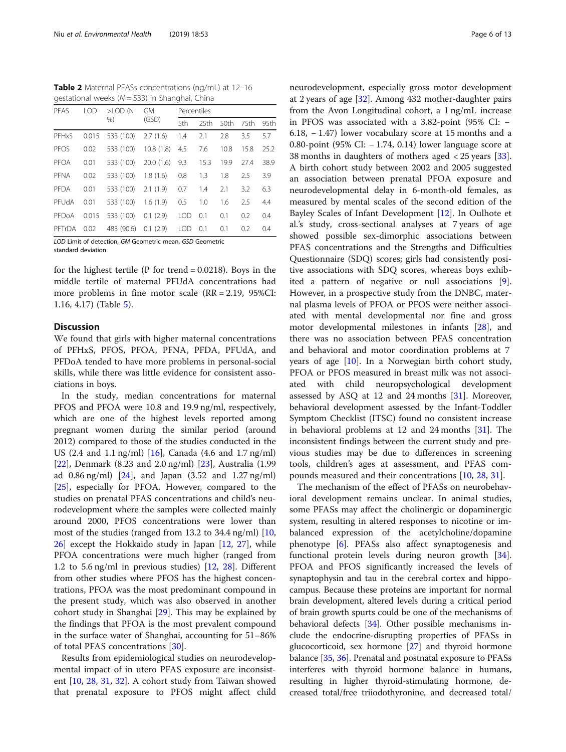**Table 2** Maternal PFASs concentrations (ng/mL) at 12–16 gestational weeks (N = 533) in Shanghai, China

| PFAS | LOD | >LOD (N %) | GM (GSD) | Percentiles | | | | |
|---|---|---|---|---|---|---|---|---|
| | | | | 5th | 25th | 50th | 75th | 95th |
| PFHxS | 0.015 | 533 (100) | 2.7 (1.6) | 1.4 | 2.1 | 2.8 | 3.5 | 5.7 |
| PFOS | 0.02 | 533 (100) | 10.8 (1.8) | 4.5 | 7.6 | 10.8 | 15.8 | 25.2 |
| PFOA | 0.01 | 533 (100) | 20.0 (1.6) | 9.3 | 15.3 | 19.9 | 27.4 | 38.9 |
| PFNA | 0.02 | 533 (100) | 1.8 (1.6) | 0.8 | 1.3 | 1.8 | 2.5 | 3.9 |
| PFDA | 0.01 | 533 (100) | 2.1 (1.9) | 0.7 | 1.4 | 2.1 | 3.2 | 6.3 |
| PFUdA | 0.01 | 533 (100) | 1.6 (1.9) | 0.5 | 1.0 | 1.6 | 2.5 | 4.4 |
| PFDoA | 0.015 | 533 (100) | 0.1 (2.9) | LOD | 0.1 | 0.1 | 0.2 | 0.4 |
| PFTrDA | 0.02 | 483 (90.6) | 0.1 (2.9) | LOD | 0.1 | 0.1 | 0.2 | 0.4 |

*LOD* Limit of detection, *GM* Geometric mean, *GSD* Geometric standard deviation

for the highest tertile (P for trend = 0.0218). Boys in the middle tertile of maternal PFUdA concentrations had more problems in fine motor scale (RR = 2.19, 95%CI: 1.16, 4.17) (Table 5).

## Discussion

We found that girls with higher maternal concentrations of PFHxS, PFOS, PFOA, PFNA, PFDA, PFUdA, and PFDoA tended to have more problems in personal-social skills, while there was little evidence for consistent associations in boys.

In the study, median concentrations for maternal PFOS and PFOA were 10.8 and 19.9 ng/ml, respectively, which are one of the highest levels reported among pregnant women during the similar period (around 2012) compared to those of the studies conducted in the US (2.4 and 1.1 ng/ml) [16], Canada (4.6 and 1.7 ng/ml) [22], Denmark (8.23 and 2.0 ng/ml) [23], Australia (1.99 ad 0.86 ng/ml) [24], and Japan (3.52 and 1.27 ng/ml) [25], especially for PFOA. However, compared to the studies on prenatal PFAS concentrations and child's neurodevelopment where the samples were collected mainly around 2000, PFOS concentrations were lower than most of the studies (ranged from 13.2 to 34.4 ng/ml) [10, 26] except the Hokkaido study in Japan [12, 27], while PFOA concentrations were much higher (ranged from 1.2 to 5.6 ng/ml in previous studies) [12, 28]. Different from other studies where PFOS has the highest concentrations, PFOA was the most predominant compound in the present study, which was also observed in another cohort study in Shanghai [29]. This may be explained by the findings that PFOA is the most prevalent compound in the surface water of Shanghai, accounting for 51–86% of total PFAS concentrations [30].

Results from epidemiological studies on neurodevelopmental impact of in utero PFAS exposure are inconsistent [10, 28, 31, 32]. A cohort study from Taiwan showed that prenatal exposure to PFOS might affect child neurodevelopment, especially gross motor development at 2 years of age [32]. Among 432 mother-daughter pairs from the Avon Longitudinal cohort, a 1 ng/mL increase in PFOS was associated with a 3.82-point (95% CI: − 6.18, − 1.47) lower vocabulary score at 15 months and a 0.80-point (95% CI: − 1.74, 0.14) lower language score at 38 months in daughters of mothers aged < 25 years [33]. A birth cohort study between 2002 and 2005 suggested an association between prenatal PFOA exposure and neurodevelopmental delay in 6-month-old females, as measured by mental scales of the second edition of the Bayley Scales of Infant Development [12]. In Oulhote et al.'s study, cross-sectional analyses at 7 years of age showed possible sex-dimorphic associations between PFAS concentrations and the Strengths and Difficulties Questionnaire (SDQ) scores; girls had consistently positive associations with SDQ scores, whereas boys exhibited a pattern of negative or null associations [9]. However, in a prospective study from the DNBC, maternal plasma levels of PFOA or PFOS were neither associated with mental developmental nor fine and gross motor developmental milestones in infants [28], and there was no association between PFAS concentration and behavioral and motor coordination problems at 7 years of age [10]. In a Norwegian birth cohort study, PFOA or PFOS measured in breast milk was not associated with child neuropsychological development assessed by ASQ at 12 and 24 months [31]. Moreover, behavioral development assessed by the Infant-Toddler Symptom Checklist (ITSC) found no consistent increase in behavioral problems at 12 and 24 months [31]. The inconsistent findings between the current study and previous studies may be due to differences in screening tools, children's ages at assessment, and PFAS compounds measured and their concentrations [10, 28, 31].

The mechanism of the effect of PFASs on neurobehavioral development remains unclear. In animal studies, some PFASs may affect the cholinergic or dopaminergic system, resulting in altered responses to nicotine or imbalanced expression of the acetylcholine/dopamine phenotype [6]. PFASs also affect synaptogenesis and functional protein levels during neuron growth [34]. PFOA and PFOS significantly increased the levels of synaptophysin and tau in the cerebral cortex and hippocampus. Because these proteins are important for normal brain development, altered levels during a critical period of brain growth spurts could be one of the mechanisms of behavioral defects [34]. Other possible mechanisms include the endocrine-disrupting properties of PFASs in glucocorticoid, sex hormone [27] and thyroid hormone balance [35, 36]. Prenatal and postnatal exposure to PFASs interferes with thyroid hormone balance in humans, resulting in higher thyroid-stimulating hormone, decreased total/free triiodothyronine, and decreased total/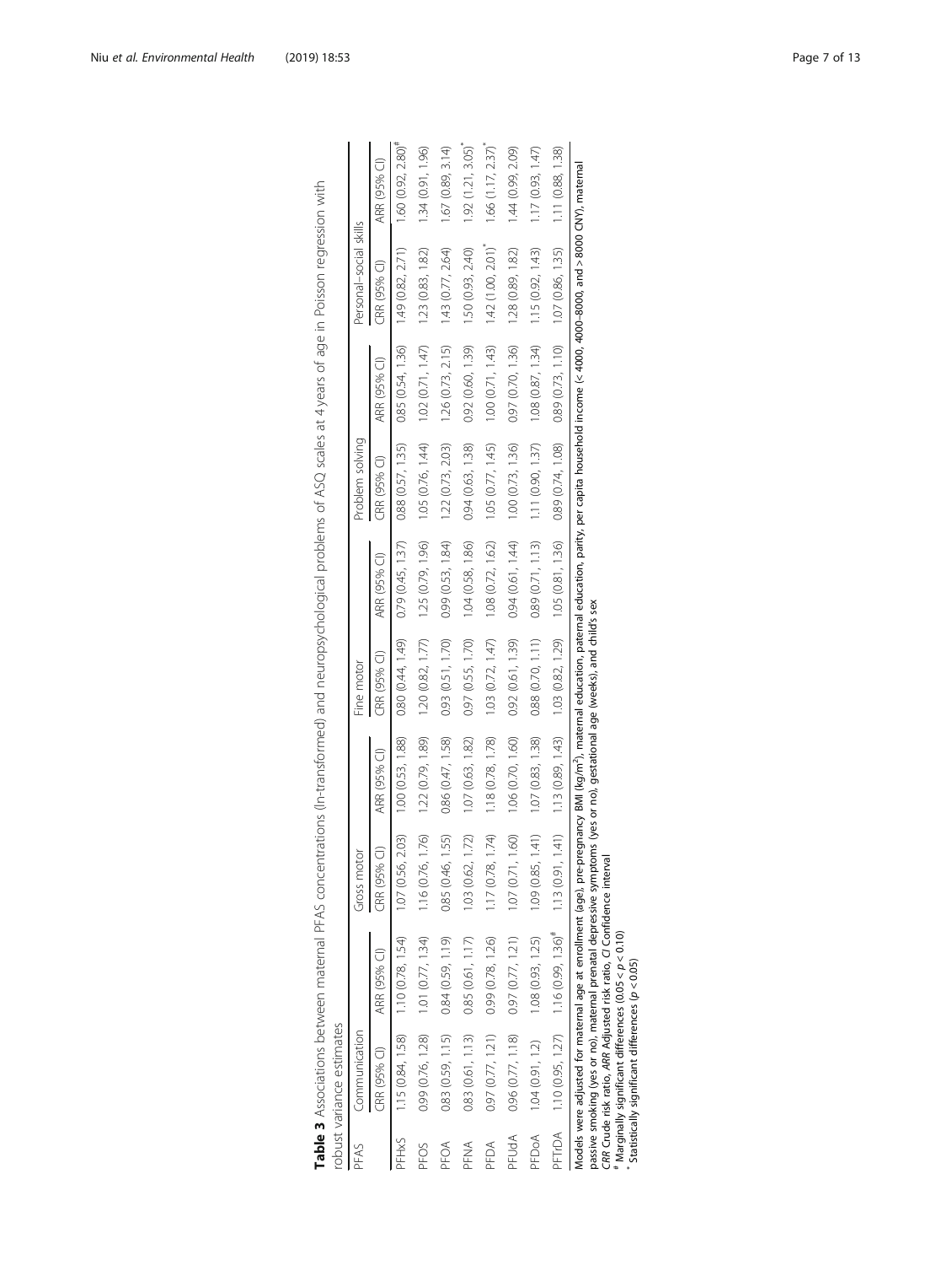**Table 3** Associations between maternal PFAS concentrations (ln-transformed) and neuropsychological problems of ASQ scales at 4 years of age in Poisson regression with robust variance estimates

| PFAS | Communication | | Gross motor | | Fine motor | | Problem solving | | Personal–social skills | |
|---|---|---|---|---|---|---|---|---|---|---|
| | CRR (95% CI) | ARR (95% CI) | CRR (95% CI) | ARR (95% CI) | CRR (95% CI) | ARR (95% CI) | CRR (95% CI) | ARR (95% CI) | CRR (95% CI) | ARR (95% CI) |
| PFHxS | 1.15 (0.84, 1.58) | 1.10 (0.78, 1.54) | 1.07 (0.56, 2.03) | 1.00 (0.53, 1.88) | 0.80 (0.44, 1.49) | 0.79 (0.45, 1.37) | 0.88 (0.57, 1.35) | 0.85 (0.54, 1.36) | 1.49 (0.82, 2.71) | 1.60 (0.92, 2.80)[#] |
| PFOS | 0.99 (0.76, 1.28) | 1.01 (0.77, 1.34) | 1.16 (0.76, 1.76) | 1.22 (0.79, 1.89) | 1.20 (0.82, 1.77) | 1.25 (0.79, 1.96) | 1.05 (0.76, 1.44) | 1.02 (0.71, 1.47) | 1.23 (0.83, 1.82) | 1.34 (0.91, 1.96) |
| PFOA | 0.83 (0.59, 1.15) | 0.84 (0.59, 1.19) | 0.85 (0.46, 1.55) | 0.86 (0.47, 1.58) | 0.93 (0.51, 1.70) | 0.99 (0.53, 1.84) | 1.22 (0.73, 2.03) | 1.26 (0.73, 2.15) | 1.43 (0.77, 2.64) | 1.67 (0.89, 3.14) |
| PFNA | 0.83 (0.61, 1.13) | 0.85 (0.61, 1.17) | 1.03 (0.62, 1.72) | 1.07 (0.63, 1.82) | 0.97 (0.55, 1.70) | 1.04 (0.58, 1.86) | 0.94 (0.63, 1.38) | 0.92 (0.60, 1.39) | 1.50 (0.93, 2.40) | 1.92 (1.21, 3.05)[*] |
| PFDA | 0.97 (0.77, 1.21) | 0.99 (0.78, 1.26) | 1.17 (0.78, 1.74) | 1.18 (0.78, 1.78) | 1.03 (0.72, 1.47) | 1.08 (0.72, 1.62) | 1.05 (0.77, 1.45) | 1.00 (0.71, 1.43) | 1.42 (1.00, 2.01)[*] | 1.66 (1.17, 2.37)[*] |
| PFUdA | 0.96 (0.77, 1.18) | 0.97 (0.77, 1.21) | 1.07 (0.71, 1.60) | 1.06 (0.70, 1.60) | 0.92 (0.61, 1.39) | 0.94 (0.61, 1.44) | 1.00 (0.73, 1.36) | 0.97 (0.70, 1.36) | 1.28 (0.89, 1.82) | 1.44 (0.99, 2.09) |
| PFDoA | 1.04 (0.91, 1.2) | 1.08 (0.93, 1.25) | 1.09 (0.85, 1.41) | 1.07 (0.83, 1.38) | 0.88 (0.70, 1.11) | 0.89 (0.71, 1.13) | 1.11 (0.90, 1.37) | 1.08 (0.87, 1.34) | 1.15 (0.92, 1.43) | 1.17 (0.93, 1.47) |
| PFTrDA | 1.10 (0.95, 1.27) | 1.16 (0.99, 1.36)[#] | 1.13 (0.91, 1.41) | 1.13 (0.89, 1.43) | 1.03 (0.82, 1.29) | 1.05 (0.81, 1.36) | 0.89 (0.74, 1.08) | 0.89 (0.73, 1.10) | 1.07 (0.86, 1.35) | 1.11 (0.88, 1.38) |

Models were adjusted for maternal age at enrollment (age), pre-pregnancy BMI (kg/m$^2$), maternal education, paternal education, parity, per capita household income (< 4000, 4000–8000, and > 8000 CNY), maternal passive smoking (yes or no), maternal prenatal depressive symptoms (yes or no), gestational age (weeks), and child's sex

*CRR* Crude risk ratio, *ARR* Adjusted risk ratio, *CI* Confidence interval

[#] Marginally significant differences ($0.05 < p < 0.10$)

[*] Statistically significant differences ($p < 0.05$)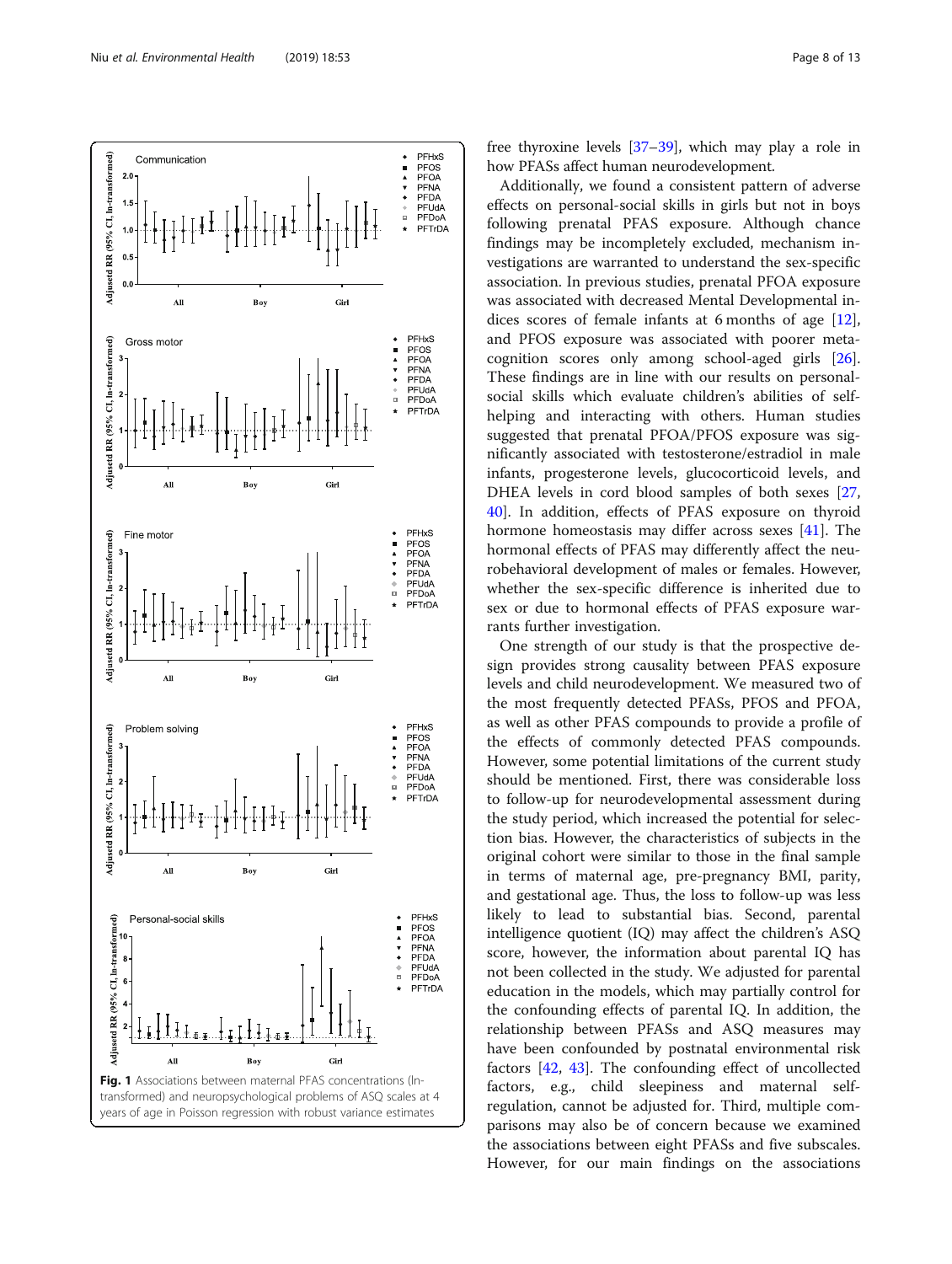Fig. 1 Associations between maternal PFAS concentrations (ln-transformed) and neuropsychological problems of ASQ scales at 4 years of age in Poisson regression with robust variance estimates

free thyroxine levels [37–39], which may play a role in how PFASs affect human neurodevelopment.

Additionally, we found a consistent pattern of adverse effects on personal-social skills in girls but not in boys following prenatal PFAS exposure. Although chance findings may be incompletely excluded, mechanism investigations are warranted to understand the sex-specific association. In previous studies, prenatal PFOA exposure was associated with decreased Mental Developmental indices scores of female infants at 6 months of age [12], and PFOS exposure was associated with poorer metacognition scores only among school-aged girls [26]. These findings are in line with our results on personal-social skills which evaluate children's abilities of self-helping and interacting with others. Human studies suggested that prenatal PFOA/PFOS exposure was significantly associated with testosterone/estradiol in male infants, progesterone levels, glucocorticoid levels, and DHEA levels in cord blood samples of both sexes [27, 40]. In addition, effects of PFAS exposure on thyroid hormone homeostasis may differ across sexes [41]. The hormonal effects of PFAS may differently affect the neurobehavioral development of males or females. However, whether the sex-specific difference is inherited due to sex or due to hormonal effects of PFAS exposure warrants further investigation.

One strength of our study is that the prospective design provides strong causality between PFAS exposure levels and child neurodevelopment. We measured two of the most frequently detected PFASs, PFOS and PFOA, as well as other PFAS compounds to provide a profile of the effects of commonly detected PFAS compounds. However, some potential limitations of the current study should be mentioned. First, there was considerable loss to follow-up for neurodevelopmental assessment during the study period, which increased the potential for selection bias. However, the characteristics of subjects in the original cohort were similar to those in the final sample in terms of maternal age, pre-pregnancy BMI, parity, and gestational age. Thus, the loss to follow-up was less likely to lead to substantial bias. Second, parental intelligence quotient (IQ) may affect the children's ASQ score, however, the information about parental IQ has not been collected in the study. We adjusted for parental education in the models, which may partially control for the confounding effects of parental IQ. In addition, the relationship between PFASs and ASQ measures may have been confounded by postnatal environmental risk factors [42, 43]. The confounding effect of uncollected factors, e.g., child sleepiness and maternal self-regulation, cannot be adjusted for. Third, multiple comparisons may also be of concern because we examined the associations between eight PFASs and five subscales. However, for our main findings on the associations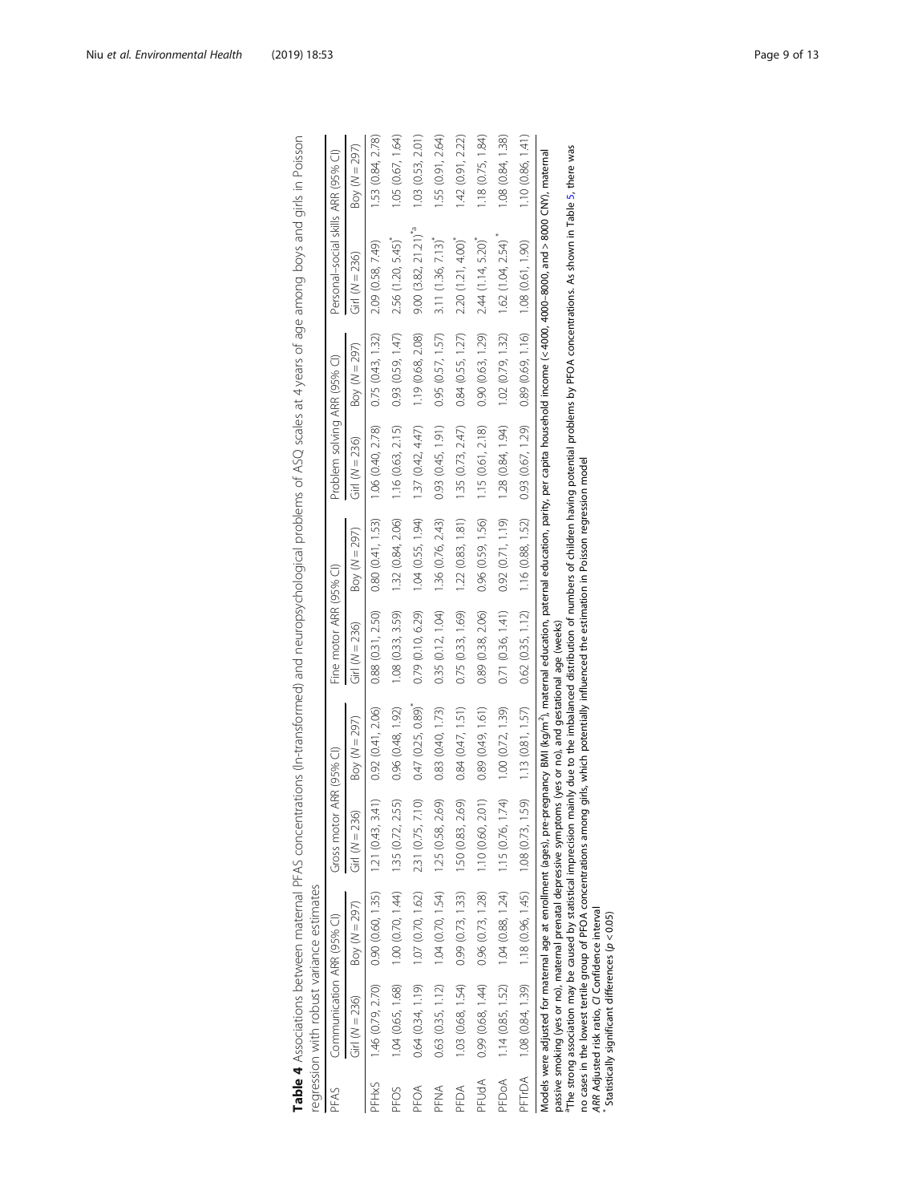**Table 4** Associations between maternal PFAS concentrations (ln-transformed) and neuropsychological problems of ASQ scales at 4 years of age among boys and girls in Poisson regression with robust variance estimates

| PFAS | Communication ARR (95% CI) | | Gross motor ARR (95% CI) | | Fine motor ARR (95% CI) | | Problem solving ARR (95% CI) | | Personal-social skills ARR (95% CI) | |
|---|---|---|---|---|---|---|---|---|---|---|
| | Girl (N = 236) | Boy (N = 297) | Girl (N = 236) | Boy (N = 297) | Girl (N = 236) | Boy (N = 297) | Girl (N = 236) | Boy (N = 297) | Girl (N = 236) | Boy (N = 297) |
| PFHxS | 1.46 (0.79, 2.70) | 0.90 (0.60, 1.35) | 1.21 (0.43, 3.41) | 0.92 (0.41, 2.06) | 0.88 (0.31, 2.50) | 0.80 (0.41, 1.53) | 1.06 (0.40, 2.78) | 0.75 (0.43, 1.32) | 2.09 (0.58, 7.49) | 1.53 (0.84, 2.78) |
| PFOS | 1.04 (0.65, 1.68) | 1.00 (0.70, 1.44) | 1.35 (0.72, 2.55) | 0.96 (0.48, 1.92) | 1.08 (0.33, 3.59) | 1.32 (0.84, 2.06) | 1.16 (0.63, 2.15) | 0.93 (0.59, 1.47) | 2.56 (1.20, 5.45)* | 1.05 (0.67, 1.64) |
| PFOA | 0.64 (0.34, 1.19) | 1.07 (0.70, 1.62) | 2.31 (0.75, 7.10) | 0.47 (0.25, 0.89)* | 0.79 (0.10, 6.29) | 1.04 (0.55, 1.94) | 1.37 (0.42, 4.47) | 1.19 (0.68, 2.08) | 9.00 (3.82, 21.21)*a | 1.03 (0.53, 2.01) |
| PFNA | 0.63 (0.35, 1.12) | 1.04 (0.70, 1.54) | 1.25 (0.58, 2.69) | 0.83 (0.40, 1.73) | 0.35 (0.12, 1.04) | 1.36 (0.76, 2.43) | 0.93 (0.45, 1.91) | 0.95 (0.57, 1.57) | 3.11 (1.36, 7.13)* | 1.55 (0.91, 2.64) |
| PFDA | 1.03 (0.68, 1.54) | 0.99 (0.73, 1.33) | 1.50 (0.83, 2.69) | 0.84 (0.47, 1.51) | 0.75 (0.33, 1.69) | 1.22 (0.83, 1.81) | 1.35 (0.73, 2.47) | 0.84 (0.55, 1.27) | 2.20 (1.21, 4.00)* | 1.42 (0.91, 2.22) |
| PFUdA | 0.99 (0.68, 1.44) | 0.96 (0.73, 1.28) | 1.10 (0.60, 2.01) | 0.89 (0.49, 1.61) | 0.89 (0.38, 2.06) | 0.96 (0.59, 1.56) | 1.15 (0.61, 2.18) | 0.90 (0.63, 1.29) | 2.44 (1.14, 5.20)* | 1.18 (0.75, 1.84) |
| PFDoA | 1.14 (0.85, 1.52) | 1.04 (0.88, 1.24) | 1.15 (0.76, 1.74) | 1.00 (0.72, 1.39) | 0.71 (0.36, 1.41) | 0.92 (0.71, 1.19) | 1.28 (0.84, 1.94) | 1.02 (0.79, 1.32) | 1.62 (1.04, 2.54)* | 1.08 (0.84, 1.38) |
| PFTrDA | 1.08 (0.84, 1.39) | 1.18 (0.96, 1.45) | 1.08 (0.73, 1.59) | 1.13 (0.81, 1.57) | 0.62 (0.35, 1.12) | 1.16 (0.88, 1.52) | 0.93 (0.67, 1.29) | 0.89 (0.69, 1.16) | 1.08 (0.61, 1.90) | 1.10 (0.86, 1.41) |

Models were adjusted for maternal age at enrollment (ages), pre-pregnancy BMI (kg/$m^2$), maternal education, paternal education, parity, per capita household income (< 4000, 4000–8000, and > 8000 CNY), maternal passive smoking (yes or no), maternal prenatal depressive symptoms (yes or no), and gestational age (weeks)

[a]The strong association may be caused by statistical imprecision mainly due to the imbalanced distribution of numbers of children having potential problems by PFOA concentrations. As shown in Table 5, there was no cases in the lowest tertile group of PFOA concentrations among girls, which potentially influenced the estimation in Poisson regression model

*ARR* Adjusted risk ratio, *CI* Confidence interval

*Statistically significant differences ($p < 0.05$)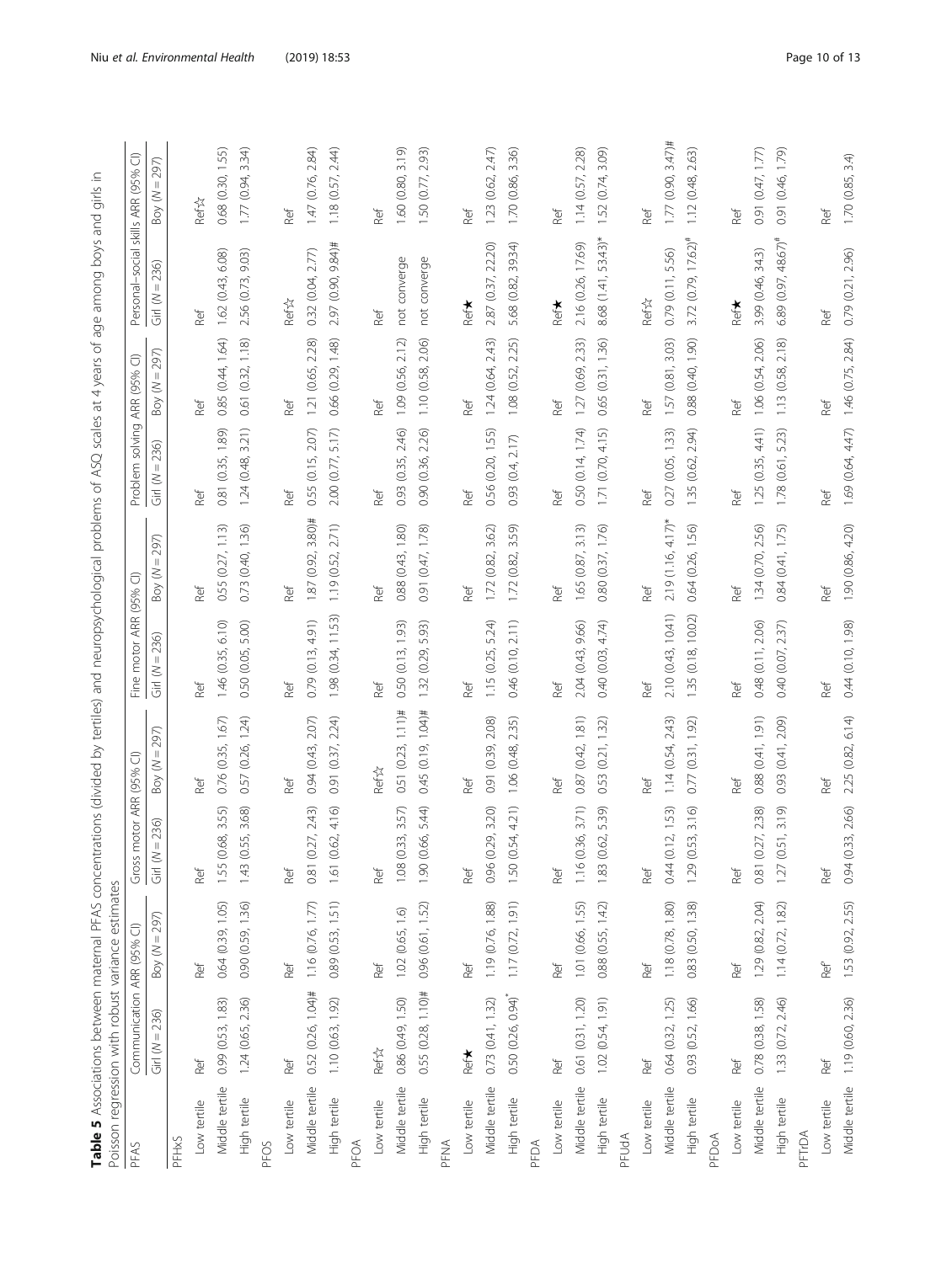**Table 5** Associations between maternal PFAS concentrations (divided by tertiles) and neuropsychological problems of ASQ scales at 4 years of age among boys and girls in Poisson regression with robust variance estimates

| PFAS | Communication ARR (95% CI) | | Gross motor ARR (95% CI) | | Fine motor ARR (95% CI) | | Problem solving ARR (95% CI) | | Personal-social skills ARR (95% CI) | |
|---|---|---|---|---|---|---|---|---|---|---|
| | Girl (N = 236) | Boy (N = 297) | Girl (N = 236) | Boy (N = 297) | Girl (N = 236) | Boy (N = 297) | Girl (N = 236) | Boy (N = 297) | Girl (N = 236) | Boy (N = 297) |
| PFHxS | | | | | | | | | | |
| Low tertile | Ref | Ref | Ref | Ref | Ref | Ref | Ref | Ref | Ref | Ref☆ |
| Middle tertile | 0.99 (0.53, 1.83) | 0.64 (0.39, 1.05) | 1.55 (0.68, 3.55) | 0.76 (0.35, 1.67) | 1.46 (0.35, 6.10) | 0.55 (0.27, 1.13) | 0.81 (0.35, 1.89) | 0.85 (0.44, 1.64) | 1.62 (0.43, 6.08) | 0.68 (0.30, 1.55) |
| High tertile | 1.24 (0.65, 2.36) | 0.90 (0.59, 1.36) | 1.43 (0.55, 3.68) | 0.57 (0.26, 1.24) | 0.50 (0.05, 5.00) | 0.73 (0.40, 1.36) | 1.24 (0.48, 3.21) | 0.61 (0.32, 1.18) | 2.56 (0.73, 9.03) | 1.77 (0.94, 3.34) |
| PFOS | | | | | | | | | | |
| Low tertile | Ref | Ref | Ref | Ref | Ref | Ref | Ref | Ref | Ref☆ | Ref |
| Middle tertile | 0.52 (0.26, 1.04)# | 1.16 (0.76, 1.77) | 0.81 (0.27, 2.43) | 0.94 (0.43, 2.07) | 0.79 (0.13, 4.91) | 1.87 (0.92, 3.80)# | 0.55 (0.15, 2.07) | 1.21 (0.65, 2.28) | 0.32 (0.04, 2.77) | 1.47 (0.76, 2.84) |
| High tertile | 1.10 (0.63, 1.92) | 0.89 (0.53, 1.51) | 1.61 (0.62, 4.16) | 0.91 (0.37, 2.24) | 1.98 (0.34, 11.53) | 1.19 (0.52, 2.71) | 2.00 (0.77, 5.17) | 0.66 (0.29, 1.48) | 2.97 (0.90, 9.84)# | 1.18 (0.57, 2.44) |
| PFOA | | | | | | | | | | |
| Low tertile | Ref☆ | Ref | Ref | Ref☆ | Ref | Ref | Ref | Ref | Ref | Ref |
| Middle tertile | 0.86 (0.49, 1.50) | 1.02 (0.65, 1.6) | 1.08 (0.33, 3.57) | 0.51 (0.23, 1.11)# | 0.50 (0.13, 1.93) | 0.88 (0.43, 1.80) | 0.93 (0.35, 2.46) | 1.09 (0.56, 2.12) | not converge | 1.60 (0.80, 3.19) |
| High tertile | 0.55 (0.28, 1.10)# | 0.96 (0.61, 1.52) | 1.90 (0.66, 5.44) | 0.45 (0.19, 1.04)# | 1.32 (0.29, 5.93) | 0.91 (0.47, 1.78) | 0.90 (0.36, 2.26) | 1.10 (0.58, 2.06) | not converge | 1.50 (0.77, 2.93) |
| PFNA | | | | | | | | | | |
| Low tertile | Ref★ | Ref | Ref | Ref | Ref | Ref | Ref | Ref | Ref★ | Ref |
| Middle tertile | 0.73 (0.41, 1.32) | 1.19 (0.76, 1.88) | 0.96 (0.29, 3.20) | 0.91 (0.39, 2.08) | 1.15 (0.25, 5.24) | 1.72 (0.82, 3.62) | 0.56 (0.20, 1.55) | 1.24 (0.64, 2.43) | 2.87 (0.37, 22.20) | 1.23 (0.62, 2.47) |
| High tertile | 0.50 (0.26, 0.94)* | 1.17 (0.72, 1.91) | 1.50 (0.54, 4.21) | 1.06 (0.48, 2.35) | 0.46 (0.10, 2.11) | 1.72 (0.82, 3.59) | 0.93 (0.4, 2.17) | 1.08 (0.52, 2.25) | 5.68 (0.82, 39.34) | 1.70 (0.86, 3.36) |
| PFDA | | | | | | | | | | |
| Low tertile | Ref | Ref | Ref | Ref | Ref | Ref | Ref | Ref | Ref★ | Ref |
| Middle tertile | 0.61 (0.31, 1.20) | 1.01 (0.66, 1.55) | 1.16 (0.36, 3.71) | 0.87 (0.42, 1.81) | 2.04 (0.43, 9.66) | 1.65 (0.87, 3.13) | 0.50 (0.14, 1.74) | 1.27 (0.69, 2.33) | 2.16 (0.26, 17.69) | 1.14 (0.57, 2.28) |
| High tertile | 1.02 (0.54, 1.91) | 0.88 (0.55, 1.42) | 1.83 (0.62, 5.39) | 0.53 (0.21, 1.32) | 0.40 (0.03, 4.74) | 0.80 (0.37, 1.76) | 1.71 (0.70, 4.15) | 0.65 (0.31, 1.36) | 8.68 (1.41, 53.43)* | 1.52 (0.74, 3.09) |
| PFUdA | | | | | | | | | | |
| Low tertile | Ref | Ref | Ref | Ref | Ref | Ref | Ref | Ref | Ref☆ | Ref |
| Middle tertile | 0.64 (0.32, 1.25) | 1.18 (0.78, 1.80) | 0.44 (0.12, 1.53) | 1.14 (0.54, 2.43) | 2.10 (0.43, 10.41) | 2.19 (1.16, 4.17)* | 0.27 (0.05, 1.33) | 1.57 (0.81, 3.03) | 0.79 (0.11, 5.56) | 1.77 (0.90, 3.47)# |
| High tertile | 0.93 (0.52, 1.66) | 0.83 (0.50, 1.38) | 1.29 (0.53, 3.16) | 0.77 (0.31, 1.92) | 1.35 (0.18, 10.02) | 0.64 (0.26, 1.56) | 1.35 (0.62, 2.94) | 0.88 (0.40, 1.90) | 3.72 (0.79, 17.62)# | 1.12 (0.48, 2.63) |
| PFDoA | | | | | | | | | | |
| Low tertile | Ref | Ref | Ref | Ref | Ref | Ref | Ref | Ref | Ref★ | Ref |
| Middle tertile | 0.78 (0.38, 1.58) | 1.29 (0.82, 2.04) | 0.81 (0.27, 2.38) | 0.88 (0.41, 1.91) | 0.48 (0.11, 2.06) | 1.34 (0.70, 2.56) | 1.25 (0.35, 4.41) | 1.06 (0.54, 2.06) | 3.99 (0.46, 34.3) | 0.91 (0.47, 1.77) |
| High tertile | 1.33 (0.72, 2.46) | 1.14 (0.72, 1.82) | 1.27 (0.51, 3.19) | 0.93 (0.41, 2.09) | 0.40 (0.07, 2.37) | 0.84 (0.41, 1.75) | 1.78 (0.61, 5.23) | 1.13 (0.58, 2.18) | 6.89 (0.97, 48.67)# | 0.91 (0.46, 1.79) |
| PFTrDA | | | | | | | | | | |
| Low tertile | Ref | Ref | Ref | Ref | Ref | Ref | Ref | Ref | Ref | Ref |
| Middle tertile | 1.19 (0.60, 2.36) | 1.53 (0.92, 2.55) | 0.94 (0.33, 2.66) | 2.25 (0.82, 6.14) | 0.44 (0.10, 1.98) | 1.90 (0.86, 4.20) | 1.69 (0.64, 4.47) | 1.46 (0.75, 2.84) | 0.79 (0.21, 2.96) | 1.70 (0.85, 3.4) |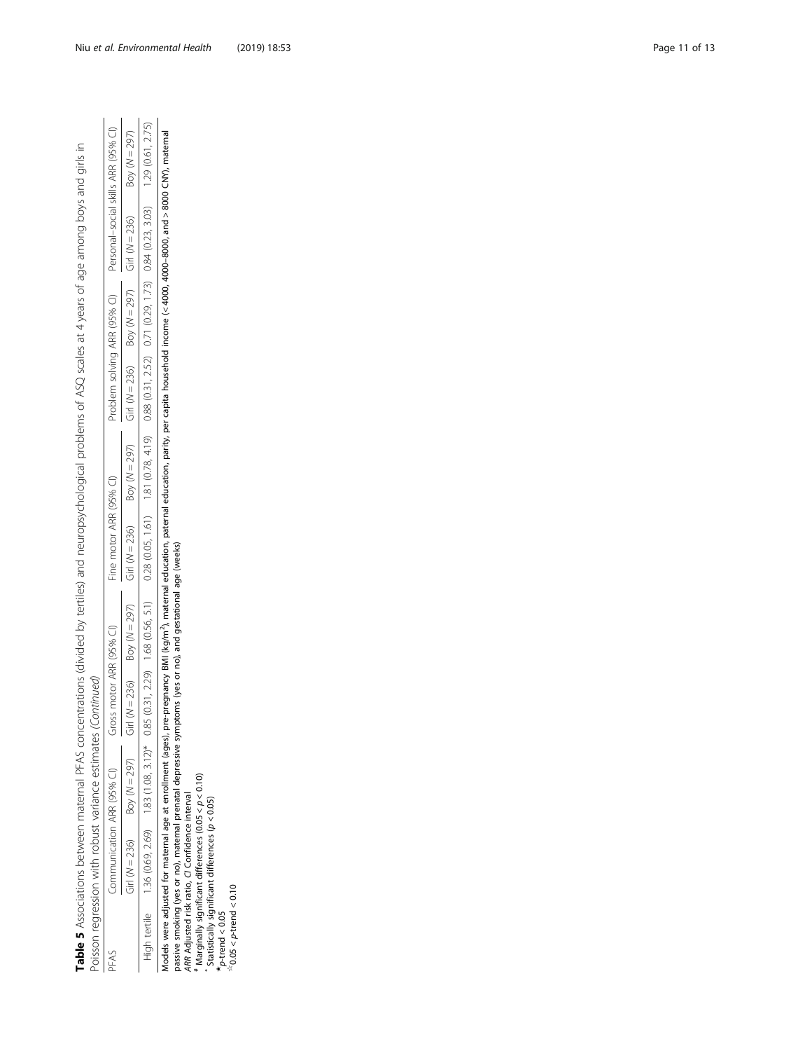**Table 5** Associations between maternal PFAS concentrations (divided by tertiles) and neuropsychological problems of ASQ scales at 4 years of age among boys and girls in Poisson regression with robust variance estimates *(Continued)*

| PFAS | Communication ARR (95% CI) | | Gross motor ARR (95% CI) | | Fine motor ARR (95% CI) | | Problem solving ARR (95% CI) | | Personal–social skills ARR (95% CI) | |
|---|---|---|---|---|---|---|---|---|---|---|
| | Girl ($N$ = 236) | Boy ($N$ = 297) | Girl ($N$ = 236) | Boy ($N$ = 297) | Girl ($N$ = 236) | Boy ($N$ = 297) | Girl ($N$ = 236) | Boy ($N$ = 297) | Girl ($N$ = 236) | Boy ($N$ = 297) |
| High tertile | 1.36 (0.69, 2.69) | 1.83 (1.08, 3.12)* | 0.85 (0.31, 2.29) | 1.68 (0.56, 5.1) | 0.28 (0.05, 1.61) | 1.81 (0.78, 4.19) | 0.88 (0.31, 2.52) | 0.71 (0.29, 1.73) | 0.84 (0.23, 3.03) | 1.29 (0.61, 2.75) |

Models were adjusted for maternal age at enrollment (ages), pre-pregnancy BMI (kg/m$^2$), maternal education, paternal education, parity, per capita household income (< 4000, 4000–8000, and > 8000 CNY), maternal passive smoking (yes or no), maternal prenatal depressive symptoms (yes or no), and gestational age (weeks)

*ARR* Adjusted risk ratio, *CI* Confidence interval

[#] Marginally significant differences ($0.05 < p < 0.10$)

[*] Statistically significant differences ($p < 0.05$)

★ $p$-trend < 0.05

☆ $0.05 < p$-trend < 0.10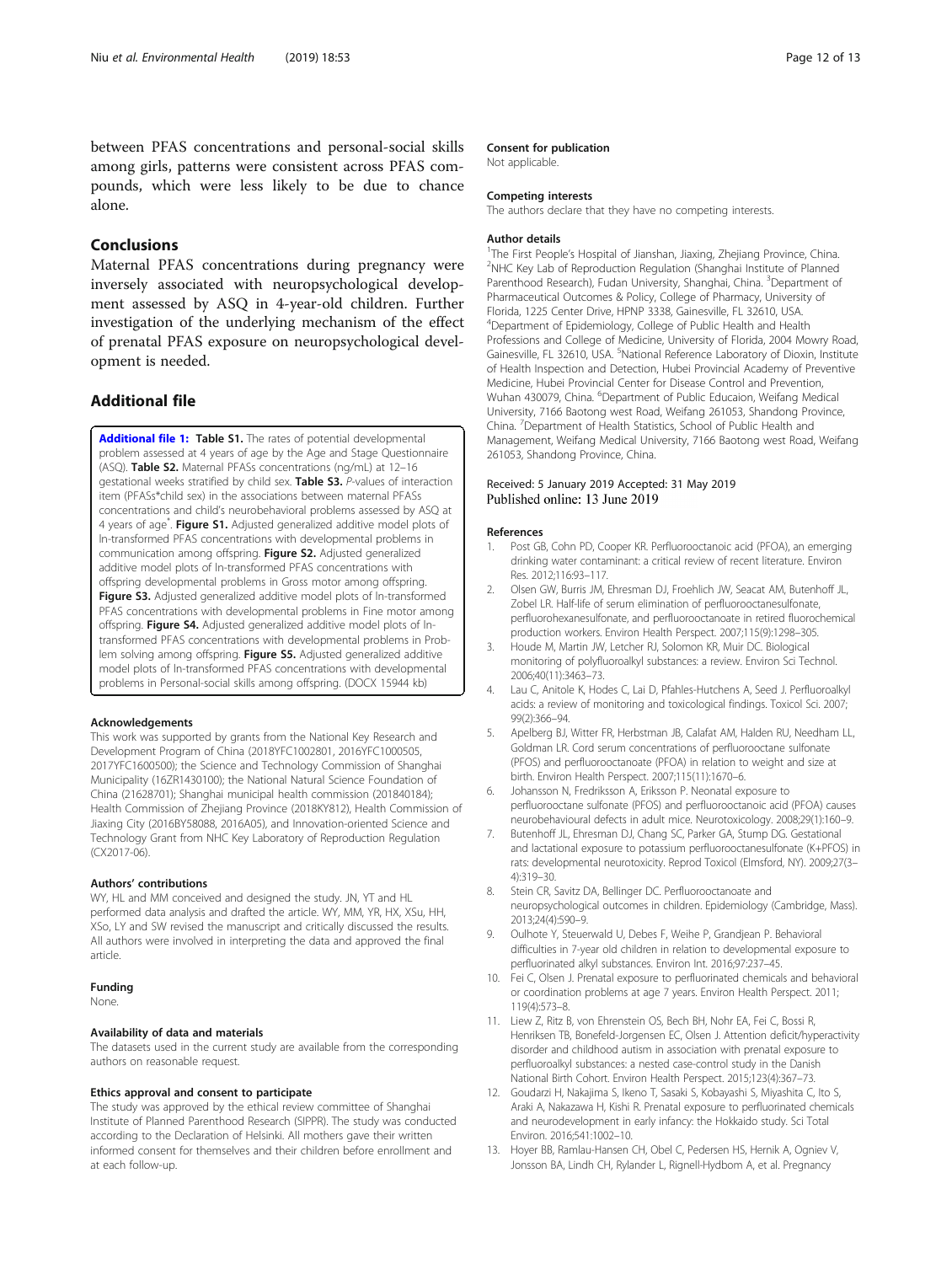between PFAS concentrations and personal-social skills among girls, patterns were consistent across PFAS compounds, which were less likely to be due to chance alone.

## Conclusions

Maternal PFAS concentrations during pregnancy were inversely associated with neuropsychological development assessed by ASQ in 4-year-old children. Further investigation of the underlying mechanism of the effect of prenatal PFAS exposure on neuropsychological development is needed.

## Additional file

**Additional file 1: Table S1.** The rates of potential developmental problem assessed at 4 years of age by the Age and Stage Questionnaire (ASQ). **Table S2.** Maternal PFASs concentrations (ng/mL) at 12–16 gestational weeks stratified by child sex. **Table S3.** *P*-values of interaction item (PFASs*child sex) in the associations between maternal PFASs concentrations and child's neurobehavioral problems assessed by ASQ at 4 years of age*. **Figure S1.** Adjusted generalized additive model plots of ln-transformed PFAS concentrations with developmental problems in communication among offspring. **Figure S2.** Adjusted generalized additive model plots of ln-transformed PFAS concentrations with offspring developmental problems in Gross motor among offspring. **Figure S3.** Adjusted generalized additive model plots of ln-transformed PFAS concentrations with developmental problems in Fine motor among offspring. **Figure S4.** Adjusted generalized additive model plots of ln-transformed PFAS concentrations with developmental problems in Problem solving among offspring. **Figure S5.** Adjusted generalized additive model plots of ln-transformed PFAS concentrations with developmental problems in Personal-social skills among offspring. (DOCX 15944 kb)

#### Acknowledgements

This work was supported by grants from the National Key Research and Development Program of China (2018YFC1002801, 2016YFC1000505, 2017YFC1600500); the Science and Technology Commission of Shanghai Municipality (16ZR1430100); the National Natural Science Foundation of China (21628701); Shanghai municipal health commission (201840184); Health Commission of Zhejiang Province (2018KY812), Health Commission of Jiaxing City (2016BY58088, 2016A05), and Innovation-oriented Science and Technology Grant from NHC Key Laboratory of Reproduction Regulation (CX2017-06).

#### Authors' contributions

WY, HL and MM conceived and designed the study. JN, YT and HL performed data analysis and drafted the article. WY, MM, YR, HX, XSu, HH, XSo, LY and SW revised the manuscript and critically discussed the results. All authors were involved in interpreting the data and approved the final article.

#### Funding

None.

#### Availability of data and materials

The datasets used in the current study are available from the corresponding authors on reasonable request.

#### Ethics approval and consent to participate

The study was approved by the ethical review committee of Shanghai Institute of Planned Parenthood Research (SIPPR). The study was conducted according to the Declaration of Helsinki. All mothers gave their written informed consent for themselves and their children before enrollment and at each follow-up.

#### Consent for publication

Not applicable.

#### Competing interests

The authors declare that they have no competing interests.

#### Author details

[1]The First People's Hospital of Jianshan, Jiaxing, Zhejiang Province, China. [2]NHC Key Lab of Reproduction Regulation (Shanghai Institute of Planned Parenthood Research), Fudan University, Shanghai, China. [3]Department of Pharmaceutical Outcomes & Policy, College of Pharmacy, University of Florida, 1225 Center Drive, HPNP 3338, Gainesville, FL 32610, USA. [4]Department of Epidemiology, College of Public Health and Health Professions and College of Medicine, University of Florida, 2004 Mowry Road, Gainesville, FL 32610, USA. [5]National Reference Laboratory of Dioxin, Institute of Health Inspection and Detection, Hubei Provincial Academy of Preventive Medicine, Hubei Provincial Center for Disease Control and Prevention, Wuhan 430079, China. [6]Department of Public Educaion, Weifang Medical University, 7166 Baotong west Road, Weifang 261053, Shandong Province, China. [7]Department of Health Statistics, School of Public Health and Management, Weifang Medical University, 7166 Baotong west Road, Weifang 261053, Shandong Province, China.

Received: 5 January 2019 Accepted: 31 May 2019
Published online: 13 June 2019

#### References

1. Post GB, Cohn PD, Cooper KR. Perfluorooctanoic acid (PFOA), an emerging drinking water contaminant: a critical review of recent literature. Environ Res. 2012;116:93–117.
2. Olsen GW, Burris JM, Ehresman DJ, Froehlich JW, Seacat AM, Butenhoff JL, Zobel LR. Half-life of serum elimination of perfluorooctanesulfonate, perfluorohexanesulfonate, and perfluorooctanoate in retired fluorochemical production workers. Environ Health Perspect. 2007;115(9):1298–305.
3. Houde M, Martin JW, Letcher RJ, Solomon KR, Muir DC. Biological monitoring of polyfluoroalkyl substances: a review. Environ Sci Technol. 2006;40(11):3463–73.
4. Lau C, Anitole K, Hodes C, Lai D, Pfahles-Hutchens A, Seed J. Perfluoroalkyl acids: a review of monitoring and toxicological findings. Toxicol Sci. 2007; 99(2):366–94.
5. Apelberg BJ, Witter FR, Herbstman JB, Calafat AM, Halden RU, Needham LL, Goldman LR. Cord serum concentrations of perfluorooctane sulfonate (PFOS) and perfluorooctanoate (PFOA) in relation to weight and size at birth. Environ Health Perspect. 2007;115(11):1670–6.
6. Johansson N, Fredriksson A, Eriksson P. Neonatal exposure to perfluorooctane sulfonate (PFOS) and perfluorooctanoic acid (PFOA) causes neurobehavioural defects in adult mice. Neurotoxicology. 2008;29(1):160–9.
7. Butenhoff JL, Ehresman DJ, Chang SC, Parker GA, Stump DG. Gestational and lactational exposure to potassium perfluorooctanesulfonate (K+PFOS) in rats: developmental neurotoxicity. Reprod Toxicol (Elmsford, NY). 2009;27(3–4):319–30.
8. Stein CR, Savitz DA, Bellinger DC. Perfluorooctanoate and neuropsychological outcomes in children. Epidemiology (Cambridge, Mass). 2013;24(4):590–9.
9. Oulhote Y, Steuerwald U, Debes F, Weihe P, Grandjean P. Behavioral difficulties in 7-year old children in relation to developmental exposure to perfluorinated alkyl substances. Environ Int. 2016;97:237–45.
10. Fei C, Olsen J. Prenatal exposure to perfluorinated chemicals and behavioral or coordination problems at age 7 years. Environ Health Perspect. 2011; 119(4):573–8.
11. Liew Z, Ritz B, von Ehrenstein OS, Bech BH, Nohr EA, Fei C, Bossi R, Henriksen TB, Bonefeld-Jorgensen EC, Olsen J. Attention deficit/hyperactivity disorder and childhood autism in association with prenatal exposure to perfluoroalkyl substances: a nested case-control study in the Danish National Birth Cohort. Environ Health Perspect. 2015;123(4):367–73.
12. Goudarzi H, Nakajima S, Ikeno T, Sasaki S, Kobayashi S, Miyashita C, Ito S, Araki A, Nakazawa H, Kishi R. Prenatal exposure to perfluorinated chemicals and neurodevelopment in early infancy: the Hokkaido study. Sci Total Environ. 2016;541:1002–10.
13. Hoyer BB, Ramlau-Hansen CH, Obel C, Pedersen HS, Hernik A, Ogniev V, Jonsson BA, Lindh CH, Rylander L, Rignell-Hydbom A, et al. Pregnancy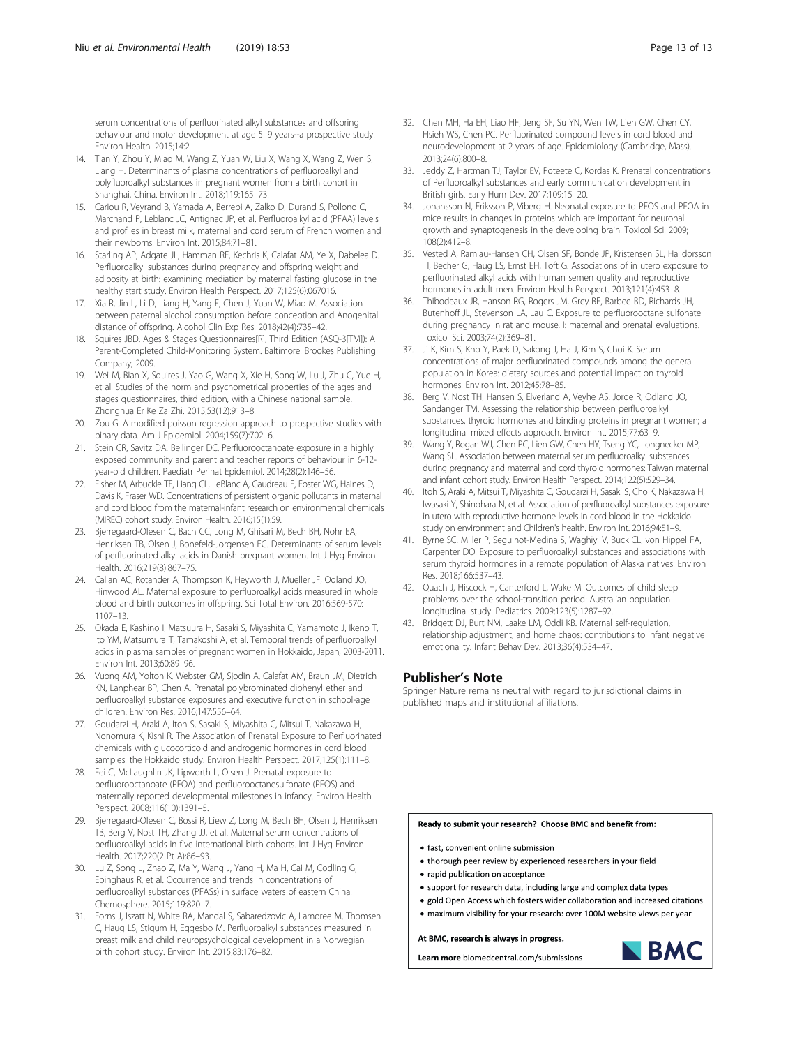serum concentrations of perfluorinated alkyl substances and offspring behaviour and motor development at age 5–9 years--a prospective study. Environ Health. 2015;14:2.

14. Tian Y, Zhou Y, Miao M, Wang Z, Yuan W, Liu X, Wang X, Wang Z, Wen S, Liang H. Determinants of plasma concentrations of perfluoroalkyl and polyfluoroalkyl substances in pregnant women from a birth cohort in Shanghai, China. Environ Int. 2018;119:165–73.
15. Cariou R, Veyrand B, Yamada A, Berrebi A, Zalko D, Durand S, Pollono C, Marchand P, Leblanc JC, Antignac JP, et al. Perfluoroalkyl acid (PFAA) levels and profiles in breast milk, maternal and cord serum of French women and their newborns. Environ Int. 2015;84:71–81.
16. Starling AP, Adgate JL, Hamman RF, Kechris K, Calafat AM, Ye X, Dabelea D. Perfluoroalkyl substances during pregnancy and offspring weight and adiposity at birth: examining mediation by maternal fasting glucose in the healthy start study. Environ Health Perspect. 2017;125(6):067016.
17. Xia R, Jin L, Li D, Liang H, Yang F, Chen J, Yuan W, Miao M. Association between paternal alcohol consumption before conception and Anogenital distance of offspring. Alcohol Clin Exp Res. 2018;42(4):735–42.
18. Squires JBD. Ages & Stages Questionnaires[R], Third Edition (ASQ-3[TM]): A Parent-Completed Child-Monitoring System. Baltimore: Brookes Publishing Company; 2009.
19. Wei M, Bian X, Squires J, Yao G, Wang X, Xie H, Song W, Lu J, Zhu C, Yue H, et al. Studies of the norm and psychometrical properties of the ages and stages questionnaires, third edition, with a Chinese national sample. Zhonghua Er Ke Za Zhi. 2015;53(12):913–8.
20. Zou G. A modified poisson regression approach to prospective studies with binary data. Am J Epidemiol. 2004;159(7):702–6.
21. Stein CR, Savitz DA, Bellinger DC. Perfluorooctanoate exposure in a highly exposed community and parent and teacher reports of behaviour in 6-12-year-old children. Paediatr Perinat Epidemiol. 2014;28(2):146–56.
22. Fisher M, Arbuckle TE, Liang CL, LeBlanc A, Gaudreau E, Foster WG, Haines D, Davis K, Fraser WD. Concentrations of persistent organic pollutants in maternal and cord blood from the maternal-infant research on environmental chemicals (MIREC) cohort study. Environ Health. 2016;15(1):59.
23. Bjerregaard-Olesen C, Bach CC, Long M, Ghisari M, Bech BH, Nohr EA, Henriksen TB, Olsen J, Bonefeld-Jorgensen EC. Determinants of serum levels of perfluorinated alkyl acids in Danish pregnant women. Int J Hyg Environ Health. 2016;219(8):867–75.
24. Callan AC, Rotander A, Thompson K, Heyworth J, Mueller JF, Odland JO, Hinwood AL. Maternal exposure to perfluoroalkyl acids measured in whole blood and birth outcomes in offspring. Sci Total Environ. 2016;569-570: 1107–13.
25. Okada E, Kashino I, Matsuura H, Sasaki S, Miyashita C, Yamamoto J, Ikeno T, Ito YM, Matsumura T, Tamakoshi A, et al. Temporal trends of perfluoroalkyl acids in plasma samples of pregnant women in Hokkaido, Japan, 2003-2011. Environ Int. 2013;60:89–96.
26. Vuong AM, Yolton K, Webster GM, Sjodin A, Calafat AM, Braun JM, Dietrich KN, Lanphear BP, Chen A. Prenatal polybrominated diphenyl ether and perfluoroalkyl substance exposures and executive function in school-age children. Environ Res. 2016;147:556–64.
27. Goudarzi H, Araki A, Itoh S, Sasaki S, Miyashita C, Mitsui T, Nakazawa H, Nonomura K, Kishi R. The Association of Prenatal Exposure to Perfluorinated chemicals with glucocorticoid and androgenic hormones in cord blood samples: the Hokkaido study. Environ Health Perspect. 2017;125(1):111–8.
28. Fei C, McLaughlin JK, Lipworth L, Olsen J. Prenatal exposure to perfluorooctanoate (PFOA) and perfluorooctanesulfonate (PFOS) and maternally reported developmental milestones in infancy. Environ Health Perspect. 2008;116(10):1391–5.
29. Bjerregaard-Olesen C, Bossi R, Liew Z, Long M, Bech BH, Olsen J, Henriksen TB, Berg V, Nost TH, Zhang JJ, et al. Maternal serum concentrations of perfluoroalkyl acids in five international birth cohorts. Int J Hyg Environ Health. 2017;220(2 Pt A):86–93.
30. Lu Z, Song L, Zhao Z, Ma Y, Wang J, Yang H, Ma H, Cai M, Codling G, Ebinghaus R, et al. Occurrence and trends in concentrations of perfluoroalkyl substances (PFASs) in surface waters of eastern China. Chemosphere. 2015;119:820–7.
31. Forns J, Iszatt N, White RA, Mandal S, Sabaredzovic A, Lamoree M, Thomsen C, Haug LS, Stigum H, Eggesbo M. Perfluoroalkyl substances measured in breast milk and child neuropsychological development in a Norwegian birth cohort study. Environ Int. 2015;83:176–82.
32. Chen MH, Ha EH, Liao HF, Jeng SF, Su YN, Wen TW, Lien GW, Chen CY, Hsieh WS, Chen PC. Perfluorinated compound levels in cord blood and neurodevelopment at 2 years of age. Epidemiology (Cambridge, Mass). 2013;24(6):800–8.
33. Jeddy Z, Hartman TJ, Taylor EV, Poteete C, Kordas K. Prenatal concentrations of Perfluoroalkyl substances and early communication development in British girls. Early Hum Dev. 2017;109:15–20.
34. Johansson N, Eriksson P, Viberg H. Neonatal exposure to PFOS and PFOA in mice results in changes in proteins which are important for neuronal growth and synaptogenesis in the developing brain. Toxicol Sci. 2009; 108(2):412–8.
35. Vested A, Ramlau-Hansen CH, Olsen SF, Bonde JP, Kristensen SL, Halldorsson TI, Becher G, Haug LS, Ernst EH, Toft G. Associations of in utero exposure to perfluorinated alkyl acids with human semen quality and reproductive hormones in adult men. Environ Health Perspect. 2013;121(4):453–8.
36. Thibodeaux JR, Hanson RG, Rogers JM, Grey BE, Barbee BD, Richards JH, Butenhoff JL, Stevenson LA, Lau C. Exposure to perfluorooctane sulfonate during pregnancy in rat and mouse. I: maternal and prenatal evaluations. Toxicol Sci. 2003;74(2):369–81.
37. Ji K, Kim S, Kho Y, Paek D, Sakong J, Ha J, Kim S, Choi K. Serum concentrations of major perfluorinated compounds among the general population in Korea: dietary sources and potential impact on thyroid hormones. Environ Int. 2012;45:78–85.
38. Berg V, Nost TH, Hansen S, Elverland A, Veyhe AS, Jorde R, Odland JO, Sandanger TM. Assessing the relationship between perfluoroalkyl substances, thyroid hormones and binding proteins in pregnant women; a longitudinal mixed effects approach. Environ Int. 2015;77:63–9.
39. Wang Y, Rogan WJ, Chen PC, Lien GW, Chen HY, Tseng YC, Longnecker MP, Wang SL. Association between maternal serum perfluoroalkyl substances during pregnancy and maternal and cord thyroid hormones: Taiwan maternal and infant cohort study. Environ Health Perspect. 2014;122(5):529–34.
40. Itoh S, Araki A, Mitsui T, Miyashita C, Goudarzi H, Sasaki S, Cho K, Nakazawa H, Iwasaki Y, Shinohara N, et al. Association of perfluoroalkyl substances exposure in utero with reproductive hormone levels in cord blood in the Hokkaido study on environment and Children's health. Environ Int. 2016;94:51–9.
41. Byrne SC, Miller P, Seguinot-Medina S, Waghiyi V, Buck CL, von Hippel FA, Carpenter DO. Exposure to perfluoroalkyl substances and associations with serum thyroid hormones in a remote population of Alaska natives. Environ Res. 2018;166:537–43.
42. Quach J, Hiscock H, Canterford L, Wake M. Outcomes of child sleep problems over the school-transition period: Australian population longitudinal study. Pediatrics. 2009;123(5):1287–92.
43. Bridgett DJ, Burt NM, Laake LM, Oddi KB. Maternal self-regulation, relationship adjustment, and home chaos: contributions to infant negative emotionality. Infant Behav Dev. 2013;36(4):534–47.

## Publisher's Note

Springer Nature remains neutral with regard to jurisdictional claims in published maps and institutional affiliations.

**Ready to submit your research? Choose BMC and benefit from:**

- fast, convenient online submission
- thorough peer review by experienced researchers in your field
- rapid publication on acceptance
- support for research data, including large and complex data types
- gold Open Access which fosters wider collaboration and increased citations
- maximum visibility for your research: over 100M website views per year

**At BMC, research is always in progress.**

**Learn more** biomedcentral.com/submissions

BMC